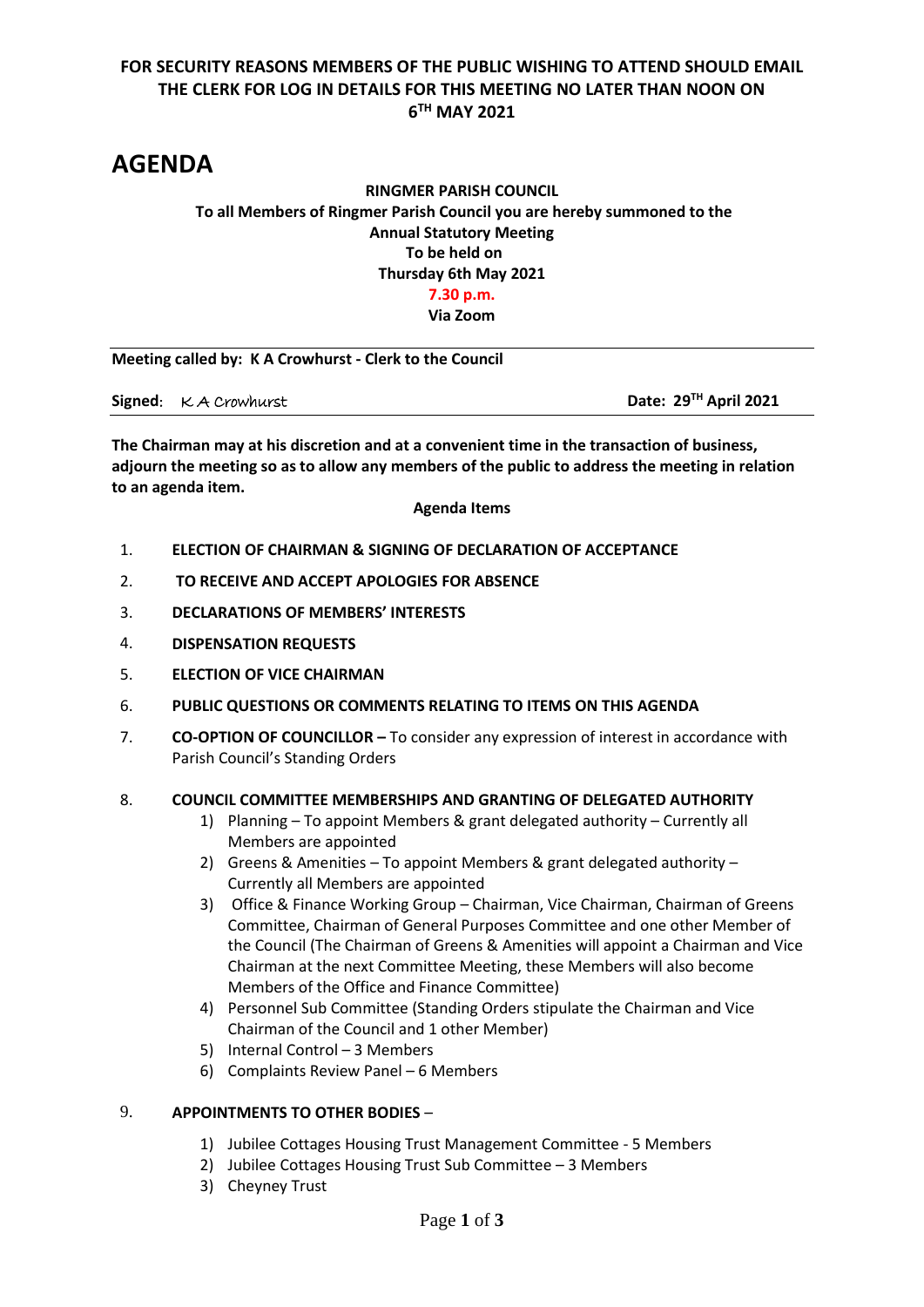**FOR SECURITY REASONS MEMBERS OF THE PUBLIC WISHING TO ATTEND SHOULD EMAIL THE CLERK FOR LOG IN DETAILS FOR THIS MEETING NO LATER THAN NOON ON 6TH MAY 2021**

# AGENDA

**RINGMER PARISH COUNCIL**
**To all Members of Ringmer Parish Council you are hereby summoned to the Annual Statutory Meeting**
**To be held on**
**Thursday 6th May 2021**
**7.30 p.m.**
**Via Zoom**

---

**Meeting called by: K A Crowhurst - Clerk to the Council**

**Signed**: K A Crowhurst **Date: 29TH April 2021**

---

**The Chairman may at his discretion and at a convenient time in the transaction of business, adjourn the meeting so as to allow any members of the public to address the meeting in relation to an agenda item.**

**Agenda Items**

1. **ELECTION OF CHAIRMAN & SIGNING OF DECLARATION OF ACCEPTANCE**
2. **TO RECEIVE AND ACCEPT APOLOGIES FOR ABSENCE**
3. **DECLARATIONS OF MEMBERS' INTERESTS**
4. **DISPENSATION REQUESTS**
5. **ELECTION OF VICE CHAIRMAN**
6. **PUBLIC QUESTIONS OR COMMENTS RELATING TO ITEMS ON THIS AGENDA**
7. **CO-OPTION OF COUNCILLOR –** To consider any expression of interest in accordance with Parish Council's Standing Orders
8. **COUNCIL COMMITTEE MEMBERSHIPS AND GRANTING OF DELEGATED AUTHORITY**
   1) Planning – To appoint Members & grant delegated authority – Currently all Members are appointed
   2) Greens & Amenities – To appoint Members & grant delegated authority – Currently all Members are appointed
   3) Office & Finance Working Group – Chairman, Vice Chairman, Chairman of Greens Committee, Chairman of General Purposes Committee and one other Member of the Council (The Chairman of Greens & Amenities will appoint a Chairman and Vice Chairman at the next Committee Meeting, these Members will also become Members of the Office and Finance Committee)
   4) Personnel Sub Committee (Standing Orders stipulate the Chairman and Vice Chairman of the Council and 1 other Member)
   5) Internal Control – 3 Members
   6) Complaints Review Panel – 6 Members
9. **APPOINTMENTS TO OTHER BODIES** –
   1) Jubilee Cottages Housing Trust Management Committee - 5 Members
   2) Jubilee Cottages Housing Trust Sub Committee – 3 Members
   3) Cheyney Trust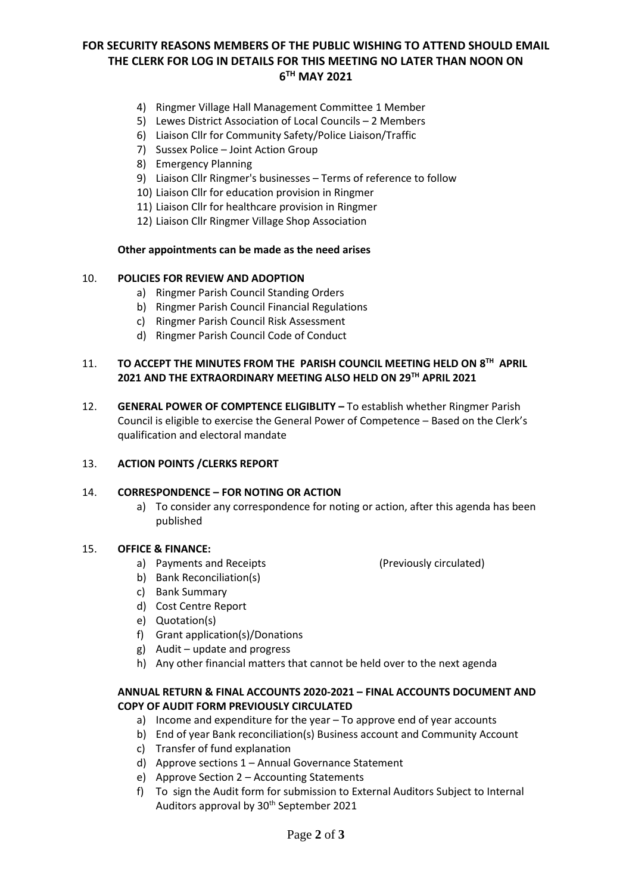**FOR SECURITY REASONS MEMBERS OF THE PUBLIC WISHING TO ATTEND SHOULD EMAIL THE CLERK FOR LOG IN DETAILS FOR THIS MEETING NO LATER THAN NOON ON 6TH MAY 2021**

4) Ringmer Village Hall Management Committee 1 Member
5) Lewes District Association of Local Councils – 2 Members
6) Liaison Cllr for Community Safety/Police Liaison/Traffic
7) Sussex Police – Joint Action Group
8) Emergency Planning
9) Liaison Cllr Ringmer's businesses – Terms of reference to follow
10) Liaison Cllr for education provision in Ringmer
11) Liaison Cllr for healthcare provision in Ringmer
12) Liaison Cllr Ringmer Village Shop Association

**Other appointments can be made as the need arises**

10. **POLICIES FOR REVIEW AND ADOPTION**
    a) Ringmer Parish Council Standing Orders
    b) Ringmer Parish Council Financial Regulations
    c) Ringmer Parish Council Risk Assessment
    d) Ringmer Parish Council Code of Conduct

11. **TO ACCEPT THE MINUTES FROM THE PARISH COUNCIL MEETING HELD ON 8TH APRIL 2021 AND THE EXTRAORDINARY MEETING ALSO HELD ON 29TH APRIL 2021**

12. **GENERAL POWER OF COMPTENCE ELIGIBLITY –** To establish whether Ringmer Parish Council is eligible to exercise the General Power of Competence – Based on the Clerk's qualification and electoral mandate

13. **ACTION POINTS /CLERKS REPORT**

14. **CORRESPONDENCE – FOR NOTING OR ACTION**
    a) To consider any correspondence for noting or action, after this agenda has been published

15. **OFFICE & FINANCE:**
    a) Payments and Receipts (Previously circulated)
    b) Bank Reconciliation(s)
    c) Bank Summary
    d) Cost Centre Report
    e) Quotation(s)
    f) Grant application(s)/Donations
    g) Audit – update and progress
    h) Any other financial matters that cannot be held over to the next agenda

**ANNUAL RETURN & FINAL ACCOUNTS 2020-2021 – FINAL ACCOUNTS DOCUMENT AND COPY OF AUDIT FORM PREVIOUSLY CIRCULATED**

a) Income and expenditure for the year – To approve end of year accounts
b) End of year Bank reconciliation(s) Business account and Community Account
c) Transfer of fund explanation
d) Approve sections 1 – Annual Governance Statement
e) Approve Section 2 – Accounting Statements
f) To sign the Audit form for submission to External Auditors Subject to Internal Auditors approval by 30th September 2021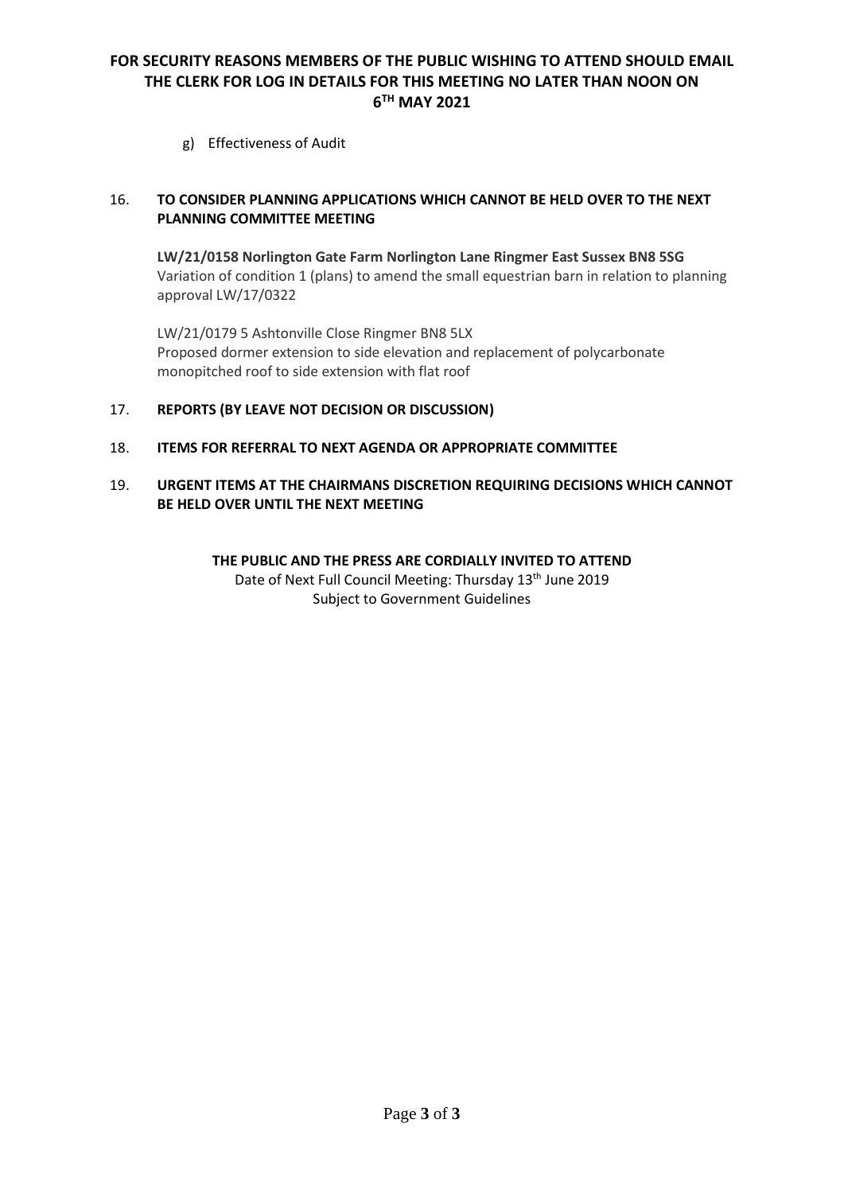**FOR SECURITY REASONS MEMBERS OF THE PUBLIC WISHING TO ATTEND SHOULD EMAIL THE CLERK FOR LOG IN DETAILS FOR THIS MEETING NO LATER THAN NOON ON 6TH MAY 2021**

g) Effectiveness of Audit

16. **TO CONSIDER PLANNING APPLICATIONS WHICH CANNOT BE HELD OVER TO THE NEXT PLANNING COMMITTEE MEETING**

    **LW/21/0158 Norlington Gate Farm Norlington Lane Ringmer East Sussex BN8 5SG**
    Variation of condition 1 (plans) to amend the small equestrian barn in relation to planning approval LW/17/0322

    LW/21/0179 5 Ashtonville Close Ringmer BN8 5LX
    Proposed dormer extension to side elevation and replacement of polycarbonate monopitched roof to side extension with flat roof

17. **REPORTS (BY LEAVE NOT DECISION OR DISCUSSION)**

18. **ITEMS FOR REFERRAL TO NEXT AGENDA OR APPROPRIATE COMMITTEE**

19. **URGENT ITEMS AT THE CHAIRMANS DISCRETION REQUIRING DECISIONS WHICH CANNOT BE HELD OVER UNTIL THE NEXT MEETING**

**THE PUBLIC AND THE PRESS ARE CORDIALLY INVITED TO ATTEND**
Date of Next Full Council Meeting: Thursday 13th June 2019
Subject to Government Guidelines